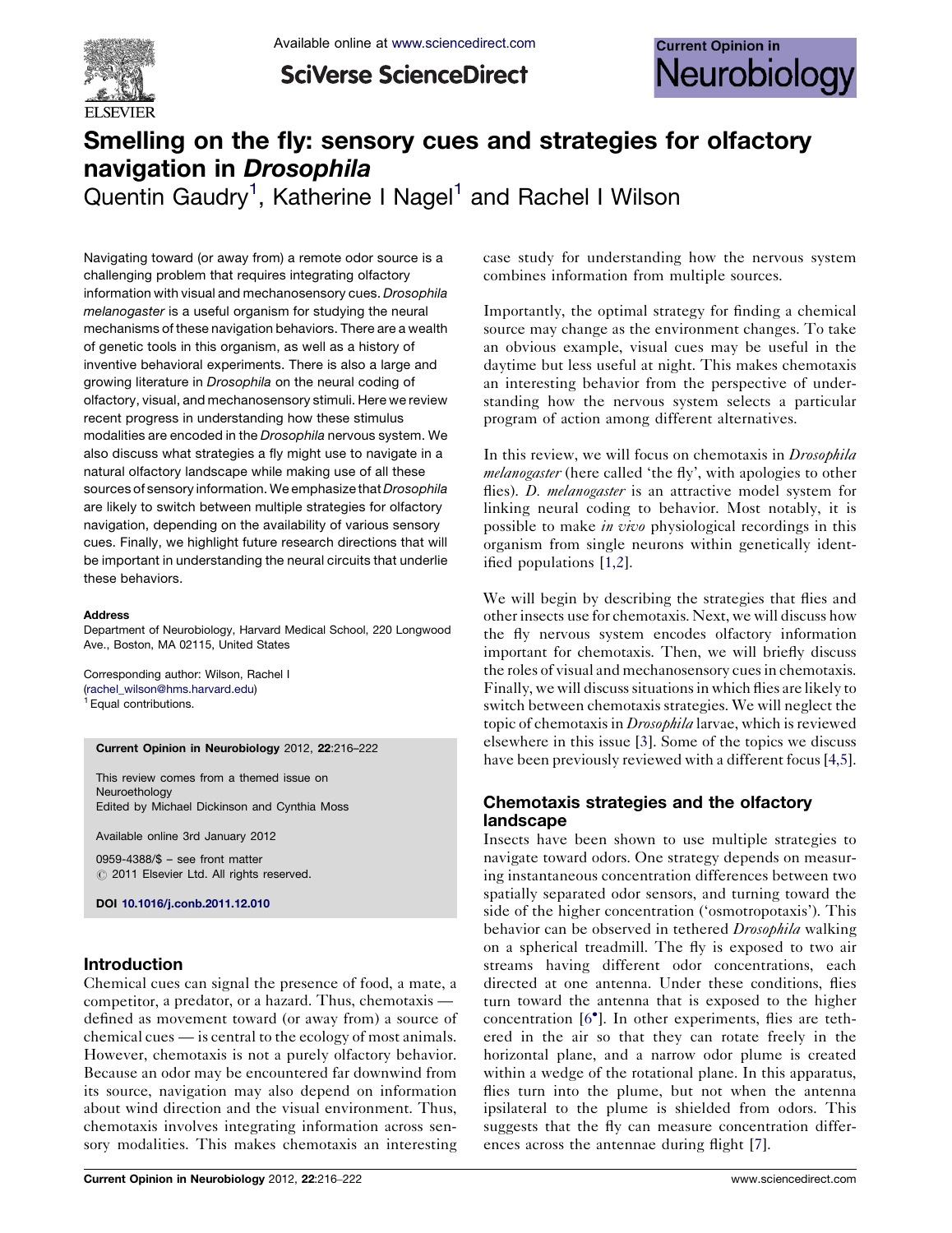# Smelling on the fly: sensory cues and strategies for olfactory navigation in *Drosophila*

Quentin Gaudry[1], Katherine I Nagel[1] and Rachel I Wilson

Navigating toward (or away from) a remote odor source is a challenging problem that requires integrating olfactory information with visual and mechanosensory cues. *Drosophila melanogaster* is a useful organism for studying the neural mechanisms of these navigation behaviors. There are a wealth of genetic tools in this organism, as well as a history of inventive behavioral experiments. There is also a large and growing literature in *Drosophila* on the neural coding of olfactory, visual, and mechanosensory stimuli. Here we review recent progress in understanding how these stimulus modalities are encoded in the *Drosophila* nervous system. We also discuss what strategies a fly might use to navigate in a natural olfactory landscape while making use of all these sources of sensory information. We emphasize that *Drosophila* are likely to switch between multiple strategies for olfactory navigation, depending on the availability of various sensory cues. Finally, we highlight future research directions that will be important in understanding the neural circuits that underlie these behaviors.

**Address**
Department of Neurobiology, Harvard Medical School, 220 Longwood Ave., Boston, MA 02115, United States

Corresponding author: Wilson, Rachel I (rachel_wilson@hms.harvard.edu)
[1] Equal contributions.

**Current Opinion in Neurobiology** 2012, **22**:216–222

This review comes from a themed issue on Neuroethology
Edited by Michael Dickinson and Cynthia Moss

Available online 3rd January 2012

0959-4388/$ – see front matter
© 2011 Elsevier Ltd. All rights reserved.

**DOI** 10.1016/j.conb.2011.12.010

## Introduction

Chemical cues can signal the presence of food, a mate, a competitor, a predator, or a hazard. Thus, chemotaxis — defined as movement toward (or away from) a source of chemical cues — is central to the ecology of most animals. However, chemotaxis is not a purely olfactory behavior. Because an odor may be encountered far downwind from its source, navigation may also depend on information about wind direction and the visual environment. Thus, chemotaxis involves integrating information across sensory modalities. This makes chemotaxis an interesting case study for understanding how the nervous system combines information from multiple sources.

Importantly, the optimal strategy for finding a chemical source may change as the environment changes. To take an obvious example, visual cues may be useful in the daytime but less useful at night. This makes chemotaxis an interesting behavior from the perspective of understanding how the nervous system selects a particular program of action among different alternatives.

In this review, we will focus on chemotaxis in *Drosophila melanogaster* (here called 'the fly', with apologies to other flies). *D. melanogaster* is an attractive model system for linking neural coding to behavior. Most notably, it is possible to make *in vivo* physiological recordings in this organism from single neurons within genetically identified populations [1,2].

We will begin by describing the strategies that flies and other insects use for chemotaxis. Next, we will discuss how the fly nervous system encodes olfactory information important for chemotaxis. Then, we will briefly discuss the roles of visual and mechanosensory cues in chemotaxis. Finally, we will discuss situations in which flies are likely to switch between chemotaxis strategies. We will neglect the topic of chemotaxis in *Drosophila* larvae, which is reviewed elsewhere in this issue [3]. Some of the topics we discuss have been previously reviewed with a different focus [4,5].

## Chemotaxis strategies and the olfactory landscape

Insects have been shown to use multiple strategies to navigate toward odors. One strategy depends on measuring instantaneous concentration differences between two spatially separated odor sensors, and turning toward the side of the higher concentration ('osmotropotaxis'). This behavior can be observed in tethered *Drosophila* walking on a spherical treadmill. The fly is exposed to two air streams having different odor concentrations, each directed at one antenna. Under these conditions, flies turn toward the antenna that is exposed to the higher concentration [6•]. In other experiments, flies are tethered in the air so that they can rotate freely in the horizontal plane, and a narrow odor plume is created within a wedge of the rotational plane. In this apparatus, flies turn into the plume, but not when the antenna ipsilateral to the plume is shielded from odors. This suggests that the fly can measure concentration differences across the antennae during flight [7].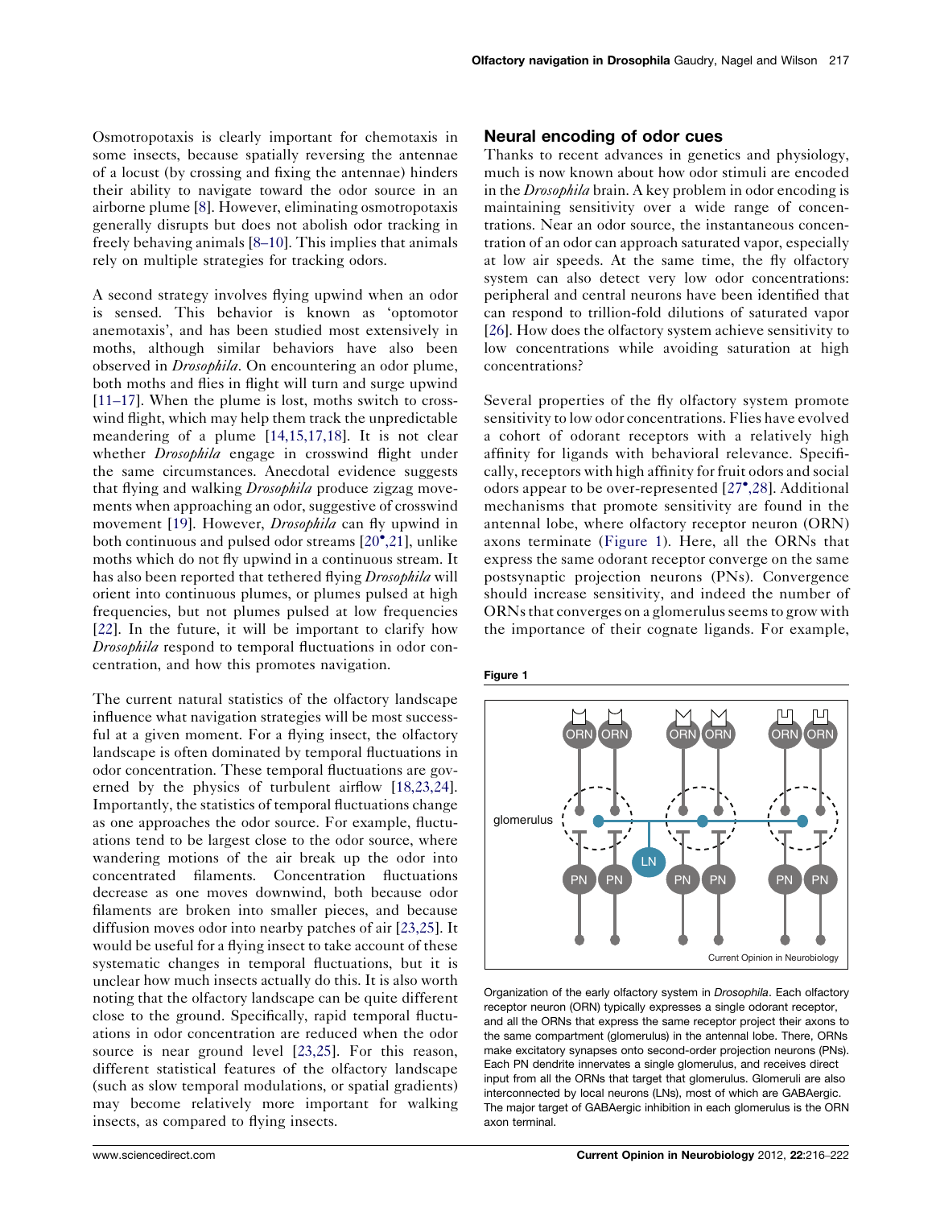Osmotropotaxis is clearly important for chemotaxis in some insects, because spatially reversing the antennae of a locust (by crossing and fixing the antennae) hinders their ability to navigate toward the odor source in an airborne plume [8]. However, eliminating osmotropotaxis generally disrupts but does not abolish odor tracking in freely behaving animals [8–10]. This implies that animals rely on multiple strategies for tracking odors.

A second strategy involves flying upwind when an odor is sensed. This behavior is known as 'optomotor anemotaxis', and has been studied most extensively in moths, although similar behaviors have also been observed in *Drosophila*. On encountering an odor plume, both moths and flies in flight will turn and surge upwind [11–17]. When the plume is lost, moths switch to crosswind flight, which may help them track the unpredictable meandering of a plume [14,15,17,18]. It is not clear whether *Drosophila* engage in crosswind flight under the same circumstances. Anecdotal evidence suggests that flying and walking *Drosophila* produce zigzag movements when approaching an odor, suggestive of crosswind movement [19]. However, *Drosophila* can fly upwind in both continuous and pulsed odor streams [20•,21], unlike moths which do not fly upwind in a continuous stream. It has also been reported that tethered flying *Drosophila* will orient into continuous plumes, or plumes pulsed at high frequencies, but not plumes pulsed at low frequencies [22]. In the future, it will be important to clarify how *Drosophila* respond to temporal fluctuations in odor concentration, and how this promotes navigation.

The current natural statistics of the olfactory landscape influence what navigation strategies will be most successful at a given moment. For a flying insect, the olfactory landscape is often dominated by temporal fluctuations in odor concentration. These temporal fluctuations are governed by the physics of turbulent airflow [18,23,24]. Importantly, the statistics of temporal fluctuations change as one approaches the odor source. For example, fluctuations tend to be largest close to the odor source, where wandering motions of the air break up the odor into concentrated filaments. Concentration fluctuations decrease as one moves downwind, both because odor filaments are broken into smaller pieces, and because diffusion moves odor into nearby patches of air [23,25]. It would be useful for a flying insect to take account of these systematic changes in temporal fluctuations, but it is unclear how much insects actually do this. It is also worth noting that the olfactory landscape can be quite different close to the ground. Specifically, rapid temporal fluctuations in odor concentration are reduced when the odor source is near ground level [23,25]. For this reason, different statistical features of the olfactory landscape (such as slow temporal modulations, or spatial gradients) may become relatively more important for walking insects, as compared to flying insects.

## Neural encoding of odor cues

Thanks to recent advances in genetics and physiology, much is now known about how odor stimuli are encoded in the *Drosophila* brain. A key problem in odor encoding is maintaining sensitivity over a wide range of concentrations. Near an odor source, the instantaneous concentration of an odor can approach saturated vapor, especially at low air speeds. At the same time, the fly olfactory system can also detect very low odor concentrations: peripheral and central neurons have been identified that can respond to trillion-fold dilutions of saturated vapor [26]. How does the olfactory system achieve sensitivity to low concentrations while avoiding saturation at high concentrations?

Several properties of the fly olfactory system promote sensitivity to low odor concentrations. Flies have evolved a cohort of odorant receptors with a relatively high affinity for ligands with behavioral relevance. Specifically, receptors with high affinity for fruit odors and social odors appear to be over-represented [27•,28]. Additional mechanisms that promote sensitivity are found in the antennal lobe, where olfactory receptor neuron (ORN) axons terminate (Figure 1). Here, all the ORNs that express the same odorant receptor converge on the same postsynaptic projection neurons (PNs). Convergence should increase sensitivity, and indeed the number of ORNs that converges on a glomerulus seems to grow with the importance of their cognate ligands. For example,

**Figure 1**

Organization of the early olfactory system in *Drosophila*. Each olfactory receptor neuron (ORN) typically expresses a single odorant receptor, and all the ORNs that express the same receptor project their axons to the same compartment (glomerulus) in the antennal lobe. There, ORNs make excitatory synapses onto second-order projection neurons (PNs). Each PN dendrite innervates a single glomerulus, and receives direct input from all the ORNs that target that glomerulus. Glomeruli are also interconnected by local neurons (LNs), most of which are GABAergic. The major target of GABAergic inhibition in each glomerulus is the ORN axon terminal.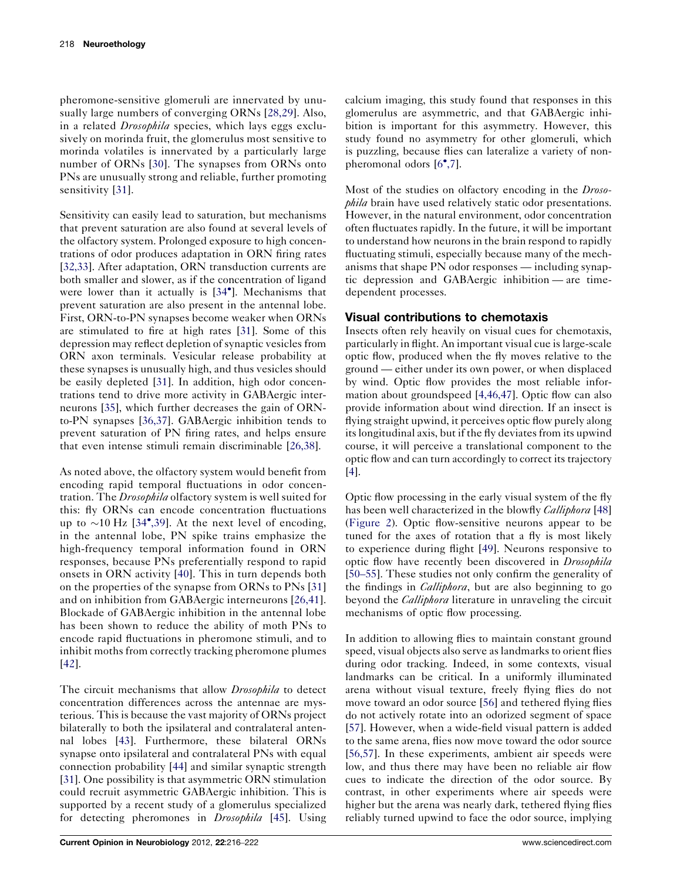pheromone-sensitive glomeruli are innervated by unusually large numbers of converging ORNs [28,29]. Also, in a related *Drosophila* species, which lays eggs exclusively on morinda fruit, the glomerulus most sensitive to morinda volatiles is innervated by a particularly large number of ORNs [30]. The synapses from ORNs onto PNs are unusually strong and reliable, further promoting sensitivity [31].

Sensitivity can easily lead to saturation, but mechanisms that prevent saturation are also found at several levels of the olfactory system. Prolonged exposure to high concentrations of odor produces adaptation in ORN firing rates [32,33]. After adaptation, ORN transduction currents are both smaller and slower, as if the concentration of ligand were lower than it actually is [34•]. Mechanisms that prevent saturation are also present in the antennal lobe. First, ORN-to-PN synapses become weaker when ORNs are stimulated to fire at high rates [31]. Some of this depression may reflect depletion of synaptic vesicles from ORN axon terminals. Vesicular release probability at these synapses is unusually high, and thus vesicles should be easily depleted [31]. In addition, high odor concentrations tend to drive more activity in GABAergic interneurons [35], which further decreases the gain of ORN-to-PN synapses [36,37]. GABAergic inhibition tends to prevent saturation of PN firing rates, and helps ensure that even intense stimuli remain discriminable [26,38].

As noted above, the olfactory system would benefit from encoding rapid temporal fluctuations in odor concentration. The *Drosophila* olfactory system is well suited for this: fly ORNs can encode concentration fluctuations up to ~10 Hz [34•,39]. At the next level of encoding, in the antennal lobe, PN spike trains emphasize the high-frequency temporal information found in ORN responses, because PNs preferentially respond to rapid onsets in ORN activity [40]. This in turn depends both on the properties of the synapse from ORNs to PNs [31] and on inhibition from GABAergic interneurons [26,41]. Blockade of GABAergic inhibition in the antennal lobe has been shown to reduce the ability of moth PNs to encode rapid fluctuations in pheromone stimuli, and to inhibit moths from correctly tracking pheromone plumes [42].

The circuit mechanisms that allow *Drosophila* to detect concentration differences across the antennae are mysterious. This is because the vast majority of ORNs project bilaterally to both the ipsilateral and contralateral antennal lobes [43]. Furthermore, these bilateral ORNs synapse onto ipsilateral and contralateral PNs with equal connection probability [44] and similar synaptic strength [31]. One possibility is that asymmetric ORN stimulation could recruit asymmetric GABAergic inhibition. This is supported by a recent study of a glomerulus specialized for detecting pheromones in *Drosophila* [45]. Using calcium imaging, this study found that responses in this glomerulus are asymmetric, and that GABAergic inhibition is important for this asymmetry. However, this study found no asymmetry for other glomeruli, which is puzzling, because flies can lateralize a variety of non-pheromonal odors [6•,7].

Most of the studies on olfactory encoding in the *Drosophila* brain have used relatively static odor presentations. However, in the natural environment, odor concentration often fluctuates rapidly. In the future, it will be important to understand how neurons in the brain respond to rapidly fluctuating stimuli, especially because many of the mechanisms that shape PN odor responses — including synaptic depression and GABAergic inhibition — are time-dependent processes.

## Visual contributions to chemotaxis

Insects often rely heavily on visual cues for chemotaxis, particularly in flight. An important visual cue is large-scale optic flow, produced when the fly moves relative to the ground — either under its own power, or when displaced by wind. Optic flow provides the most reliable information about groundspeed [4,46,47]. Optic flow can also provide information about wind direction. If an insect is flying straight upwind, it perceives optic flow purely along its longitudinal axis, but if the fly deviates from its upwind course, it will perceive a translational component to the optic flow and can turn accordingly to correct its trajectory [4].

Optic flow processing in the early visual system of the fly has been well characterized in the blowfly *Calliphora* [48] (Figure 2). Optic flow-sensitive neurons appear to be tuned for the axes of rotation that a fly is most likely to experience during flight [49]. Neurons responsive to optic flow have recently been discovered in *Drosophila* [50–55]. These studies not only confirm the generality of the findings in *Calliphora*, but are also beginning to go beyond the *Calliphora* literature in unraveling the circuit mechanisms of optic flow processing.

In addition to allowing flies to maintain constant ground speed, visual objects also serve as landmarks to orient flies during odor tracking. Indeed, in some contexts, visual landmarks can be critical. In a uniformly illuminated arena without visual texture, freely flying flies do not move toward an odor source [56] and tethered flying flies do not actively rotate into an odorized segment of space [57]. However, when a wide-field visual pattern is added to the same arena, flies now move toward the odor source [56,57]. In these experiments, ambient air speeds were low, and thus there may have been no reliable air flow cues to indicate the direction of the odor source. By contrast, in other experiments where air speeds were higher but the arena was nearly dark, tethered flying flies reliably turned upwind to face the odor source, implying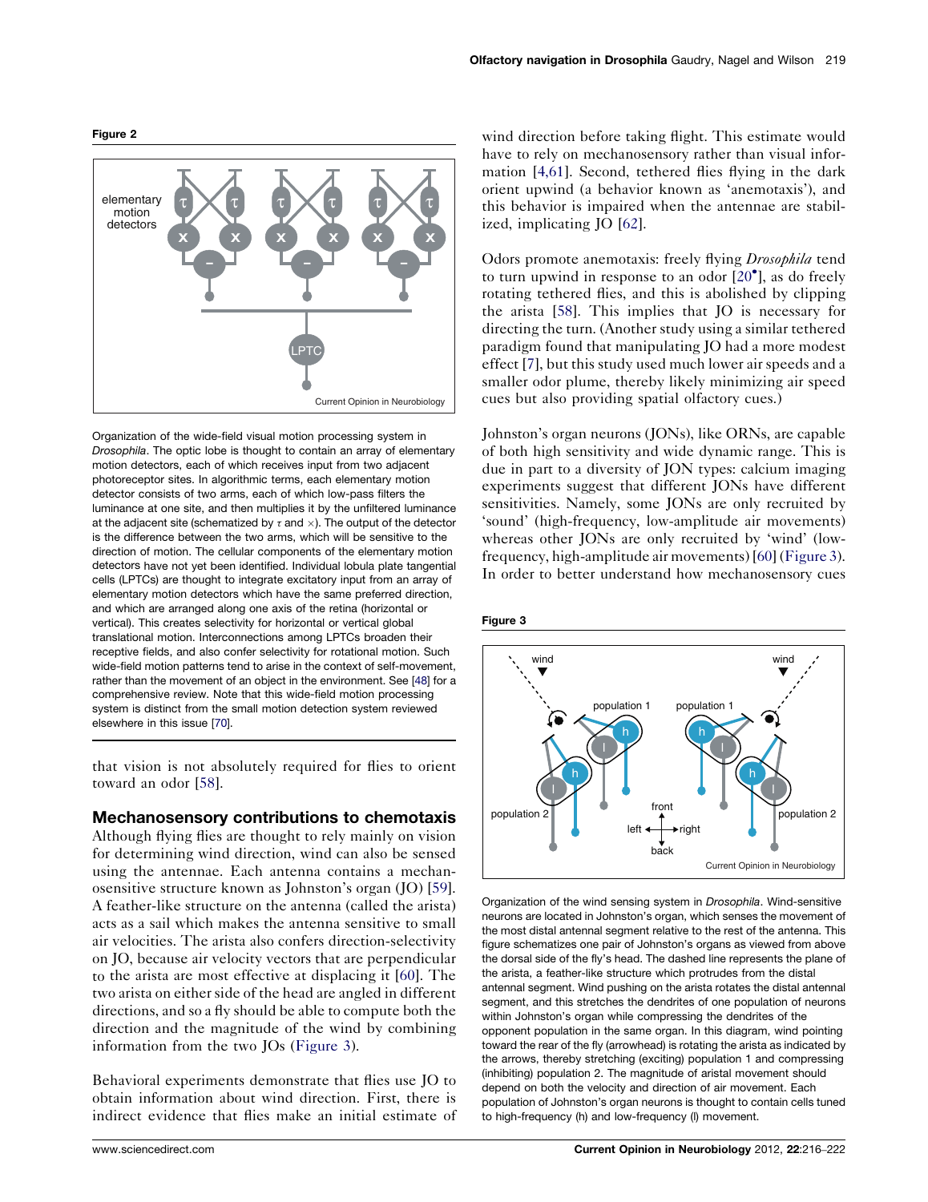**Figure 2**

Organization of the wide-field visual motion processing system in *Drosophila*. The optic lobe is thought to contain an array of elementary motion detectors, each of which receives input from two adjacent photoreceptor sites. In algorithmic terms, each elementary motion detector consists of two arms, each of which low-pass filters the luminance at one site, and then multiplies it by the unfiltered luminance at the adjacent site (schematized by $\tau$ and $\times$). The output of the detector is the difference between the two arms, which will be sensitive to the direction of motion. The cellular components of the elementary motion detectors have not yet been identified. Individual lobula plate tangential cells (LPTCs) are thought to integrate excitatory input from an array of elementary motion detectors which have the same preferred direction, and which are arranged along one axis of the retina (horizontal or vertical). This creates selectivity for horizontal or vertical global translational motion. Interconnections among LPTCs broaden their receptive fields, and also confer selectivity for rotational motion. Such wide-field motion patterns tend to arise in the context of self-movement, rather than the movement of an object in the environment. See [48] for a comprehensive review. Note that this wide-field motion processing system is distinct from the small motion detection system reviewed elsewhere in this issue [70].

that vision is not absolutely required for flies to orient toward an odor [58].

## Mechanosensory contributions to chemotaxis

Although flying flies are thought to rely mainly on vision for determining wind direction, wind can also be sensed using the antennae. Each antenna contains a mechanosensitive structure known as Johnston's organ (JO) [59]. A feather-like structure on the antenna (called the arista) acts as a sail which makes the antenna sensitive to small air velocities. The arista also confers direction-selectivity on JO, because air velocity vectors that are perpendicular to the arista are most effective at displacing it [60]. The two arista on either side of the head are angled in different directions, and so a fly should be able to compute both the direction and the magnitude of the wind by combining information from the two JOs (Figure 3).

Behavioral experiments demonstrate that flies use JO to obtain information about wind direction. First, there is indirect evidence that flies make an initial estimate of wind direction before taking flight. This estimate would have to rely on mechanosensory rather than visual information [4,61]. Second, tethered flies flying in the dark orient upwind (a behavior known as 'anemotaxis'), and this behavior is impaired when the antennae are stabilized, implicating JO [62].

Odors promote anemotaxis: freely flying *Drosophila* tend to turn upwind in response to an odor [20•], as do freely rotating tethered flies, and this is abolished by clipping the arista [58]. This implies that JO is necessary for directing the turn. (Another study using a similar tethered paradigm found that manipulating JO had a more modest effect [7], but this study used much lower air speeds and a smaller odor plume, thereby likely minimizing air speed cues but also providing spatial olfactory cues.)

Johnston's organ neurons (JONs), like ORNs, are capable of both high sensitivity and wide dynamic range. This is due in part to a diversity of JON types: calcium imaging experiments suggest that different JONs have different sensitivities. Namely, some JONs are only recruited by 'sound' (high-frequency, low-amplitude air movements) whereas other JONs are only recruited by 'wind' (low-frequency, high-amplitude air movements) [60] (Figure 3). In order to better understand how mechanosensory cues

**Figure 3**

Organization of the wind sensing system in *Drosophila*. Wind-sensitive neurons are located in Johnston's organ, which senses the movement of the most distal antennal segment relative to the rest of the antenna. This figure schematizes one pair of Johnston's organs as viewed from above the dorsal side of the fly's head. The dashed line represents the plane of the arista, a feather-like structure which protrudes from the distal antennal segment. Wind pushing on the arista rotates the distal antennal segment, and this stretches the dendrites of one population of neurons within Johnston's organ while compressing the dendrites of the opponent population in the same organ. In this diagram, wind pointing toward the rear of the fly (arrowhead) is rotating the arista as indicated by the arrows, thereby stretching (exciting) population 1 and compressing (inhibiting) population 2. The magnitude of aristal movement should depend on both the velocity and direction of air movement. Each population of Johnston's organ neurons is thought to contain cells tuned to high-frequency (h) and low-frequency (l) movement.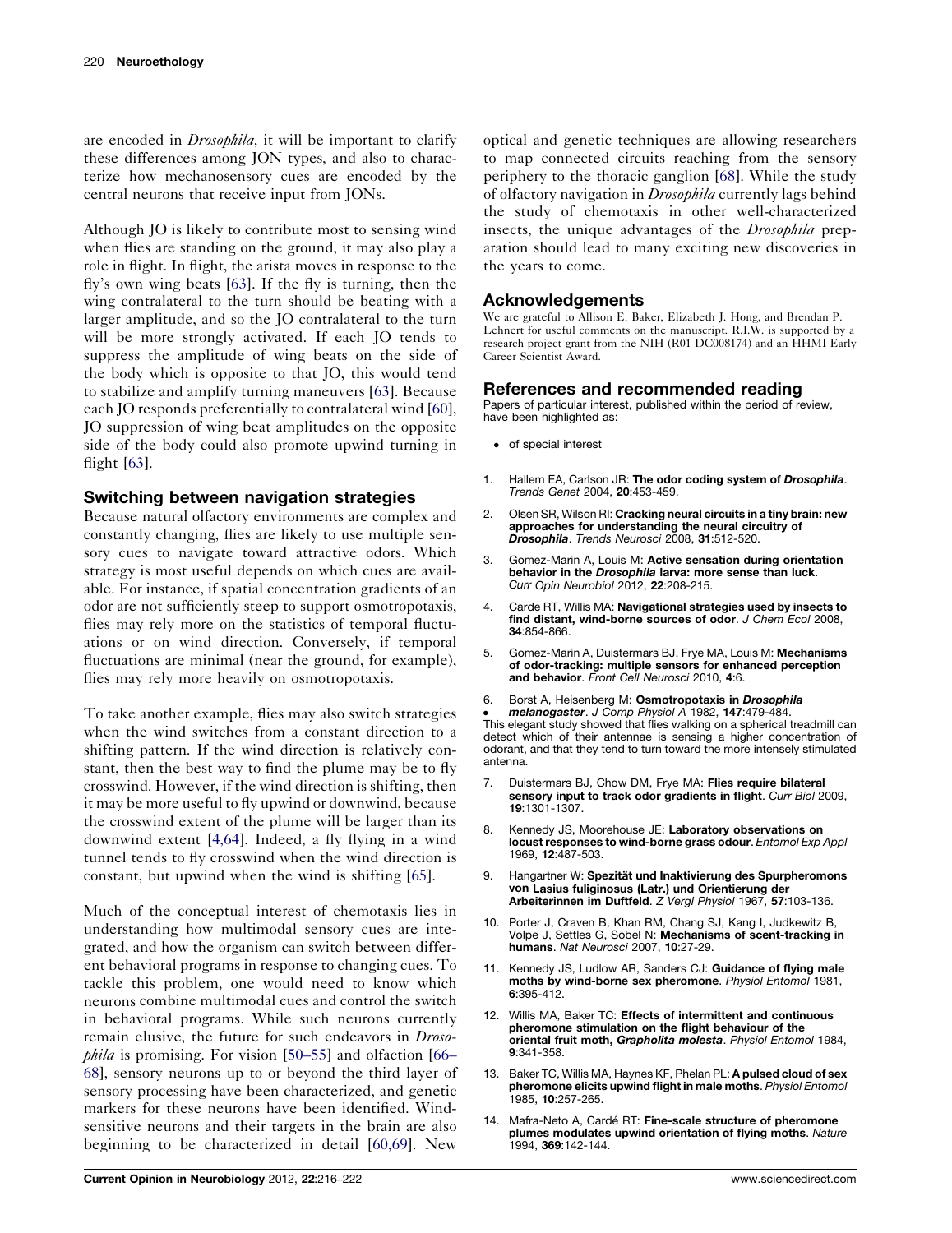are encoded in *Drosophila*, it will be important to clarify these differences among JON types, and also to characterize how mechanosensory cues are encoded by the central neurons that receive input from JONs.

Although JO is likely to contribute most to sensing wind when flies are standing on the ground, it may also play a role in flight. In flight, the arista moves in response to the fly's own wing beats [63]. If the fly is turning, then the wing contralateral to the turn should be beating with a larger amplitude, and so the JO contralateral to the turn will be more strongly activated. If each JO tends to suppress the amplitude of wing beats on the side of the body which is opposite to that JO, this would tend to stabilize and amplify turning maneuvers [63]. Because each JO responds preferentially to contralateral wind [60], JO suppression of wing beat amplitudes on the opposite side of the body could also promote upwind turning in flight [63].

## Switching between navigation strategies

Because natural olfactory environments are complex and constantly changing, flies are likely to use multiple sensory cues to navigate toward attractive odors. Which strategy is most useful depends on which cues are available. For instance, if spatial concentration gradients of an odor are not sufficiently steep to support osmotropotaxis, flies may rely more on the statistics of temporal fluctuations or on wind direction. Conversely, if temporal fluctuations are minimal (near the ground, for example), flies may rely more heavily on osmotropotaxis.

To take another example, flies may also switch strategies when the wind switches from a constant direction to a shifting pattern. If the wind direction is relatively constant, then the best way to find the plume may be to fly crosswind. However, if the wind direction is shifting, then it may be more useful to fly upwind or downwind, because the crosswind extent of the plume will be larger than its downwind extent [4,64]. Indeed, a fly flying in a wind tunnel tends to fly crosswind when the wind direction is constant, but upwind when the wind is shifting [65].

Much of the conceptual interest of chemotaxis lies in understanding how multimodal sensory cues are integrated, and how the organism can switch between different behavioral programs in response to changing cues. To tackle this problem, one would need to know which neurons combine multimodal cues and control the switch in behavioral programs. While such neurons currently remain elusive, the future for such endeavors in *Drosophila* is promising. For vision [50–55] and olfaction [66–68], sensory neurons up to or beyond the third layer of sensory processing have been characterized, and genetic markers for these neurons have been identified. Wind-sensitive neurons and their targets in the brain are also beginning to be characterized in detail [60,69]. New optical and genetic techniques are allowing researchers to map connected circuits reaching from the sensory periphery to the thoracic ganglion [68]. While the study of olfactory navigation in *Drosophila* currently lags behind the study of chemotaxis in other well-characterized insects, the unique advantages of the *Drosophila* preparation should lead to many exciting new discoveries in the years to come.

## Acknowledgements

We are grateful to Allison E. Baker, Elizabeth J. Hong, and Brendan P. Lehnert for useful comments on the manuscript. R.I.W. is supported by a research project grant from the NIH (R01 DC008174) and an HHMI Early Career Scientist Award.

## References and recommended reading

Papers of particular interest, published within the period of review, have been highlighted as:

- of special interest

1. Hallem EA, Carlson JR: **The odor coding system of *Drosophila***. *Trends Genet* 2004, **20**:453-459.
2. Olsen SR, Wilson RI: **Cracking neural circuits in a tiny brain: new approaches for understanding the neural circuitry of *Drosophila***. *Trends Neurosci* 2008, **31**:512-520.
3. Gomez-Marin A, Louis M: **Active sensation during orientation behavior in the *Drosophila* larva: more sense than luck**. *Curr Opin Neurobiol* 2012, **22**:208-215.
4. Carde RT, Willis MA: **Navigational strategies used by insects to find distant, wind-borne sources of odor**. *J Chem Ecol* 2008, **34**:854-866.
5. Gomez-Marin A, Duistermars BJ, Frye MA, Louis M: **Mechanisms of odor-tracking: multiple sensors for enhanced perception and behavior**. *Front Cell Neurosci* 2010, **4**:6.
6. • Borst A, Heisenberg M: **Osmotropotaxis in *Drosophila melanogaster***. *J Comp Physiol A* 1982, **147**:479-484.
This elegant study showed that flies walking on a spherical treadmill can detect which of their antennae is sensing a higher concentration of odorant, and that they tend to turn toward the more intensely stimulated antenna.
7. Duistermars BJ, Chow DM, Frye MA: **Flies require bilateral sensory input to track odor gradients in flight**. *Curr Biol* 2009, **19**:1301-1307.
8. Kennedy JS, Moorehouse JE: **Laboratory observations on locust responses to wind-borne grass odour**. *Entomol Exp Appl* 1969, **12**:487-503.
9. Hangartner W: **Spezität und Inaktivierung des Spurpheromons von Lasius fuliginosus (Latr.) und Orientierung der Arbeiterinnen im Duftfeld**. *Z Vergl Physiol* 1967, **57**:103-136.
10. Porter J, Craven B, Khan RM, Chang SJ, Kang I, Judkewitz B, Volpe J, Settles G, Sobel N: **Mechanisms of scent-tracking in humans**. *Nat Neurosci* 2007, **10**:27-29.
11. Kennedy JS, Ludlow AR, Sanders CJ: **Guidance of flying male moths by wind-borne sex pheromone**. *Physiol Entomol* 1981, **6**:395-412.
12. Willis MA, Baker TC: **Effects of intermittent and continuous pheromone stimulation on the flight behaviour of the oriental fruit moth, *Grapholita molesta***. *Physiol Entomol* 1984, **9**:341-358.
13. Baker TC, Willis MA, Haynes KF, Phelan PL: **A pulsed cloud of sex pheromone elicits upwind flight in male moths**. *Physiol Entomol* 1985, **10**:257-265.
14. Mafra-Neto A, Cardé RT: **Fine-scale structure of pheromone plumes modulates upwind orientation of flying moths**. *Nature* 1994, **369**:142-144.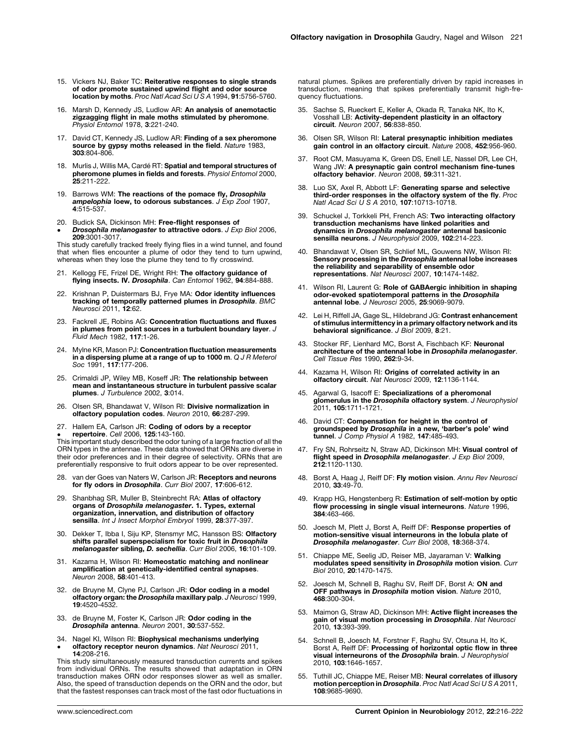15. Vickers NJ, Baker TC: **Reiterative responses to single strands of odor promote sustained upwind flight and odor source location by moths**. *Proc Natl Acad Sci U S A* 1994, **91**:5756-5760.

16. Marsh D, Kennedy JS, Ludlow AR: **An analysis of anemotactic zigzagging flight in male moths stimulated by pheromone**. *Physiol Entomol* 1978, **3**:221-240.

17. David CT, Kennedy JS, Ludlow AR: **Finding of a sex pheromone source by gypsy moths released in the field**. *Nature* 1983, **303**:804-806.

18. Murlis J, Willis MA, Cardé RT: **Spatial and temporal structures of pheromone plumes in fields and forests**. *Physiol Entomol* 2000, **25**:211-222.

19. Barrows WM: **The reactions of the pomace fly, *Drosophila ampelophia* loew, to odorous substances**. *J Exp Zool* 1907, **4**:515-537.

20. • Budick SA, Dickinson MH: **Free-flight responses of *Drosophila melanogaster* to attractive odors**. *J Exp Biol* 2006, **209**:3001-3017.

This study carefully tracked freely flying flies in a wind tunnel, and found that when flies encounter a plume of odor they tend to turn upwind, whereas when they lose the plume they tend to fly crosswind.

21. Kellogg FE, Frizel DE, Wright RH: **The olfactory guidance of flying insects. IV. *Drosophila***. *Can Entomol* 1962, **94**:884-888.

22. Krishnan P, Duistermars BJ, Frye MA: **Odor identity influences tracking of temporally patterned plumes in *Drosophila***. *BMC Neurosci* 2011, **12**:62.

23. Fackrell JE, Robins AG: **Concentration fluctuations and fluxes in plumes from point sources in a turbulent boundary layer**. *J Fluid Mech* 1982, **117**:1-26.

24. Mylne KR, Mason PJ: **Concentration fluctuation measurements in a dispersing plume at a range of up to 1000 m**. *Q J R Meterol Soc* 1991, **117**:177-206.

25. Crimaldi JP, Wiley MB, Koseff JR: **The relationship between mean and instantaneous structure in turbulent passive scalar plumes**. *J Turbulence* 2002, **3**:014.

26. Olsen SR, Bhandawat V, Wilson RI: **Divisive normalization in olfactory population codes**. *Neuron* 2010, **66**:287-299.

27. • Hallem EA, Carlson JR: **Coding of odors by a receptor repertoire**. *Cell* 2006, **125**:143-160.

This important study described the odor tuning of a large fraction of all the ORN types in the antennae. These data showed that ORNs are diverse in their odor preferences and in their degree of selectivity. ORNs that are preferentially responsive to fruit odors appear to be over represented.

28. van der Goes van Naters W, Carlson JR: **Receptors and neurons for fly odors in *Drosophila***. *Curr Biol* 2007, **17**:606-612.

29. Shanbhag SR, Muller B, Steinbrecht RA: **Atlas of olfactory organs of *Drosophila melanogaster*. 1. Types, external organization, innervation, and distribution of olfactory sensilla**. *Int J Insect Morphol Embryol* 1999, **28**:377-397.

30. Dekker T, Ibba I, Siju KP, Stensmyr MC, Hansson BS: **Olfactory shifts parallel superspecialism for toxic fruit in *Drosophila melanogaster* sibling, *D. sechellia***. *Curr Biol* 2006, **16**:101-109.

31. Kazama H, Wilson RI: **Homeostatic matching and nonlinear amplification at genetically-identified central synapses**. *Neuron* 2008, **58**:401-413.

32. de Bruyne M, Clyne PJ, Carlson JR: **Odor coding in a model olfactory organ: the *Drosophila* maxillary palp**. *J Neurosci* 1999, **19**:4520-4532.

33. de Bruyne M, Foster K, Carlson JR: **Odor coding in the *Drosophila* antenna**. *Neuron* 2001, **30**:537-552.

34. • Nagel KI, Wilson RI: **Biophysical mechanisms underlying olfactory receptor neuron dynamics**. *Nat Neurosci* 2011, **14**:208-216.

This study simultaneously measured transduction currents and spikes from individual ORNs. The results showed that adaptation in ORN transduction makes ORN odor responses slower as well as smaller. Also, the speed of transduction depends on the ORN and the odor, but that the fastest responses can track most of the fast odor fluctuations in natural plumes. Spikes are preferentially driven by rapid increases in transduction, meaning that spikes preferentially transmit high-frequency fluctuations.

35. Sachse S, Rueckert E, Keller A, Okada R, Tanaka NK, Ito K, Vosshall LB: **Activity-dependent plasticity in an olfactory circuit**. *Neuron* 2007, **56**:838-850.

36. Olsen SR, Wilson RI: **Lateral presynaptic inhibition mediates gain control in an olfactory circuit**. *Nature* 2008, **452**:956-960.

37. Root CM, Masuyama K, Green DS, Enell LE, Nassel DR, Lee CH, Wang JW: **A presynaptic gain control mechanism fine-tunes olfactory behavior**. *Neuron* 2008, **59**:311-321.

38. Luo SX, Axel R, Abbott LF: **Generating sparse and selective third-order responses in the olfactory system of the fly**. *Proc Natl Acad Sci U S A* 2010, **107**:10713-10718.

39. Schuckel J, Torkkeli PH, French AS: **Two interacting olfactory transduction mechanisms have linked polarities and dynamics in *Drosophila melanogaster* antennal basiconic sensilla neurons**. *J Neurophysiol* 2009, **102**:214-223.

40. Bhandawat V, Olsen SR, Schlief ML, Gouwens NW, Wilson RI: **Sensory processing in the *Drosophila* antennal lobe increases the reliability and separability of ensemble odor representations**. *Nat Neurosci* 2007, **10**:1474-1482.

41. Wilson RI, Laurent G: **Role of GABAergic inhibition in shaping odor-evoked spatiotemporal patterns in the *Drosophila* antennal lobe**. *J Neurosci* 2005, **25**:9069-9079.

42. Lei H, Riffell JA, Gage SL, Hildebrand JG: **Contrast enhancement of stimulus intermittency in a primary olfactory network and its behavioral significance**. *J Biol* 2009, **8**:21.

43. Stocker RF, Lienhard MC, Borst A, Fischbach KF: **Neuronal architecture of the antennal lobe in *Drosophila melanogaster***. *Cell Tissue Res* 1990, **262**:9-34.

44. Kazama H, Wilson RI: **Origins of correlated activity in an olfactory circuit**. *Nat Neurosci* 2009, **12**:1136-1144.

45. Agarwal G, Isacoff E: **Specializations of a pheromonal glomerulus in the *Drosophila* olfactory system**. *J Neurophysiol* 2011, **105**:1711-1721.

46. David CT: **Compensation for height in the control of groundspeed by *Drosophila* in a new, 'barber's pole' wind tunnel**. *J Comp Physiol A* 1982, **147**:485-493.

47. Fry SN, Rohrseitz N, Straw AD, Dickinson MH: **Visual control of flight speed in *Drosophila melanogaster***. *J Exp Biol* 2009, **212**:1120-1130.

48. Borst A, Haag J, Reiff DF: **Fly motion vision**. *Annu Rev Neurosci* 2010, **33**:49-70.

49. Krapp HG, Hengstenberg R: **Estimation of self-motion by optic flow processing in single visual interneurons**. *Nature* 1996, **384**:463-466.

50. Joesch M, Plett J, Borst A, Reiff DF: **Response properties of motion-sensitive visual interneurons in the lobula plate of *Drosophila melanogaster***. *Curr Biol* 2008, **18**:368-374.

51. Chiappe ME, Seelig JD, Reiser MB, Jayaraman V: **Walking modulates speed sensitivity in *Drosophila* motion vision**. *Curr Biol* 2010, **20**:1470-1475.

52. Joesch M, Schnell B, Raghu SV, Reiff DF, Borst A: **ON and OFF pathways in *Drosophila* motion vision**. *Nature* 2010, **468**:300-304.

53. Maimon G, Straw AD, Dickinson MH: **Active flight increases the gain of visual motion processing in *Drosophila***. *Nat Neurosci* 2010, **13**:393-399.

54. Schnell B, Joesch M, Forstner F, Raghu SV, Otsuna H, Ito K, Borst A, Reiff DF: **Processing of horizontal optic flow in three visual interneurons of the *Drosophila* brain**. *J Neurophysiol* 2010, **103**:1646-1657.

55. Tuthill JC, Chiappe ME, Reiser MB: **Neural correlates of illusory motion perception in *Drosophila***. *Proc Natl Acad Sci U S A* 2011, **108**:9685-9690.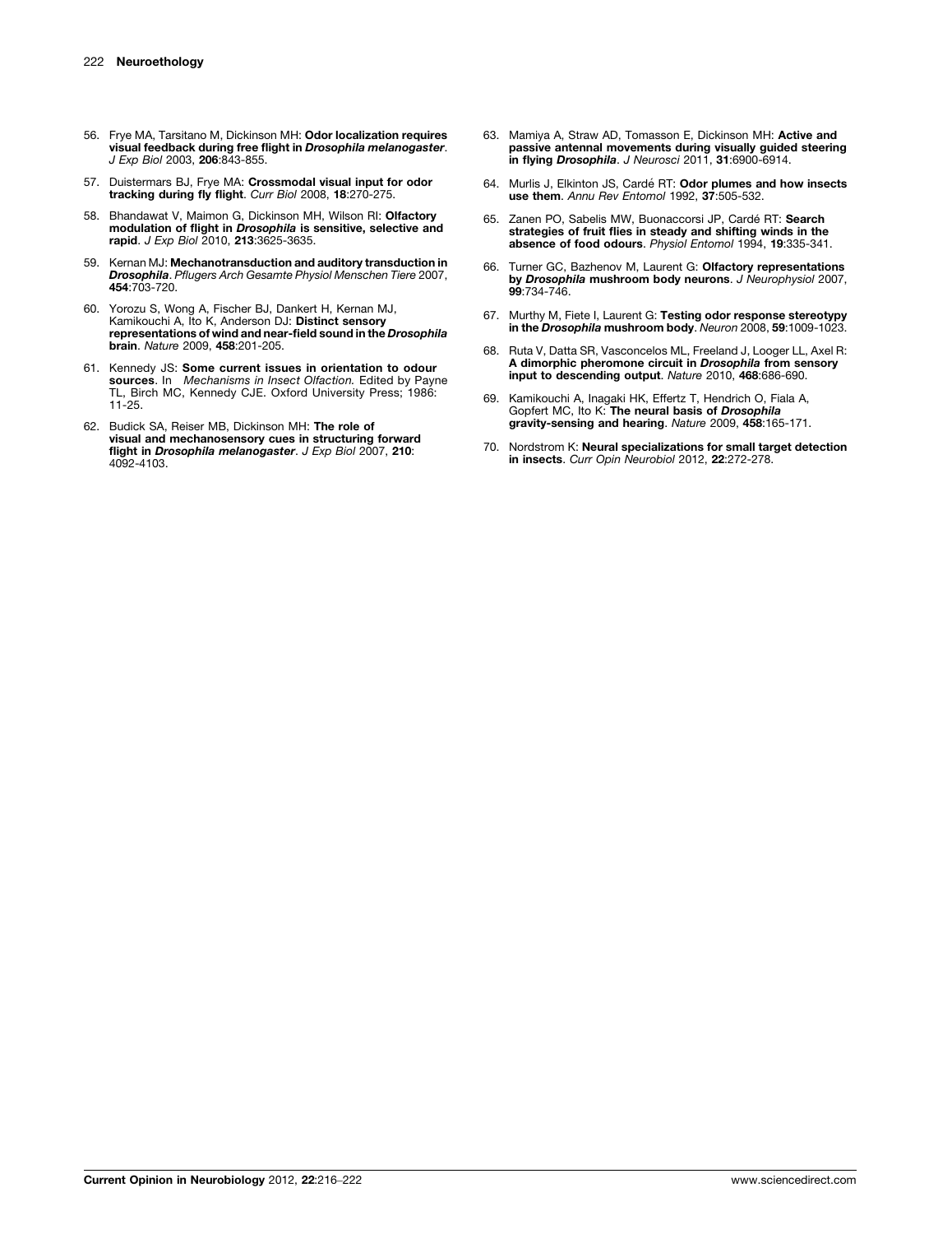56. Frye MA, Tarsitano M, Dickinson MH: **Odor localization requires visual feedback during free flight in *Drosophila melanogaster***. *J Exp Biol* 2003, **206**:843-855.

57. Duistermars BJ, Frye MA: **Crossmodal visual input for odor tracking during fly flight**. *Curr Biol* 2008, **18**:270-275.

58. Bhandawat V, Maimon G, Dickinson MH, Wilson RI: **Olfactory modulation of flight in *Drosophila* is sensitive, selective and rapid**. *J Exp Biol* 2010, **213**:3625-3635.

59. Kernan MJ: **Mechanotransduction and auditory transduction in *Drosophila***. *Pflugers Arch Gesamte Physiol Menschen Tiere* 2007, **454**:703-720.

60. Yorozu S, Wong A, Fischer BJ, Dankert H, Kernan MJ, Kamikouchi A, Ito K, Anderson DJ: **Distinct sensory representations of wind and near-field sound in the *Drosophila* brain**. *Nature* 2009, **458**:201-205.

61. Kennedy JS: **Some current issues in orientation to odour sources**. In *Mechanisms in Insect Olfaction*. Edited by Payne TL, Birch MC, Kennedy CJE. Oxford University Press; 1986: 11-25.

62. Budick SA, Reiser MB, Dickinson MH: **The role of visual and mechanosensory cues in structuring forward flight in *Drosophila melanogaster***. *J Exp Biol* 2007, **210**: 4092-4103.

63. Mamiya A, Straw AD, Tomasson E, Dickinson MH: **Active and passive antennal movements during visually guided steering in flying *Drosophila***. *J Neurosci* 2011, **31**:6900-6914.

64. Murlis J, Elkinton JS, Cardé RT: **Odor plumes and how insects use them**. *Annu Rev Entomol* 1992, **37**:505-532.

65. Zanen PO, Sabelis MW, Buonaccorsi JP, Cardé RT: **Search strategies of fruit flies in steady and shifting winds in the absence of food odours**. *Physiol Entomol* 1994, **19**:335-341.

66. Turner GC, Bazhenov M, Laurent G: **Olfactory representations by *Drosophila* mushroom body neurons**. *J Neurophysiol* 2007, **99**:734-746.

67. Murthy M, Fiete I, Laurent G: **Testing odor response stereotypy in the *Drosophila* mushroom body**. *Neuron* 2008, **59**:1009-1023.

68. Ruta V, Datta SR, Vasconcelos ML, Freeland J, Looger LL, Axel R: **A dimorphic pheromone circuit in *Drosophila* from sensory input to descending output**. *Nature* 2010, **468**:686-690.

69. Kamikouchi A, Inagaki HK, Effertz T, Hendrich O, Fiala A, Gopfert MC, Ito K: **The neural basis of *Drosophila* gravity-sensing and hearing**. *Nature* 2009, **458**:165-171.

70. Nordstrom K: **Neural specializations for small target detection in insects**. *Curr Opin Neurobiol* 2012, **22**:272-278.